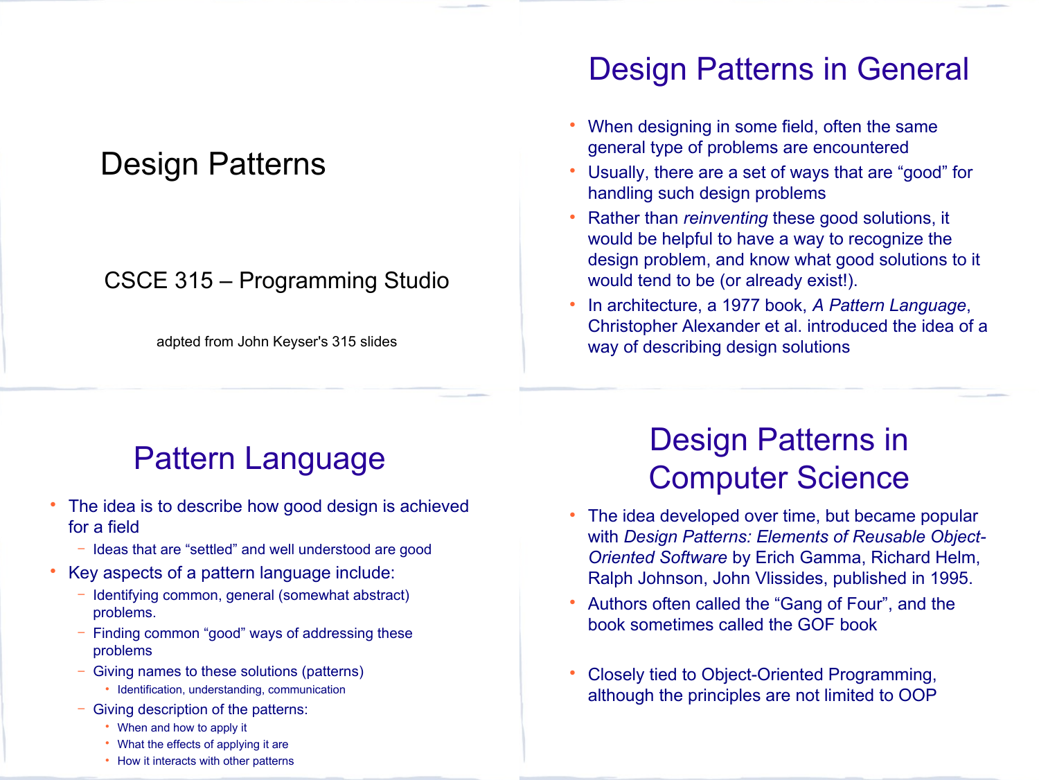# Design Patterns

CSCE 315 – Programming Studio

adpted from John Keyser's 315 slides

## Design Patterns in General

- When designing in some field, often the same general type of problems are encountered
- Usually, there are a set of ways that are "good" for handling such design problems
- Rather than *reinventing* these good solutions, it would be helpful to have a way to recognize the design problem, and know what good solutions to it would tend to be (or already exist!).
- In architecture, a 1977 book, *A Pattern Language*, Christopher Alexander et al. introduced the idea of a way of describing design solutions

## Pattern Language

- The idea is to describe how good design is achieved for a field
  - Ideas that are "settled" and well understood are good
- Key aspects of a pattern language include:
  - Identifying common, general (somewhat abstract) problems.
  - Finding common "good" ways of addressing these problems
  - Giving names to these solutions (patterns)
    - Identification, understanding, communication
  - Giving description of the patterns:
    - When and how to apply it
    - What the effects of applying it are
    - How it interacts with other patterns

## Design Patterns in Computer Science

- The idea developed over time, but became popular with *Design Patterns: Elements of Reusable Object-Oriented Software* by Erich Gamma, Richard Helm, Ralph Johnson, John Vlissides, published in 1995.
- Authors often called the "Gang of Four", and the book sometimes called the GOF book
- Closely tied to Object-Oriented Programming, although the principles are not limited to OOP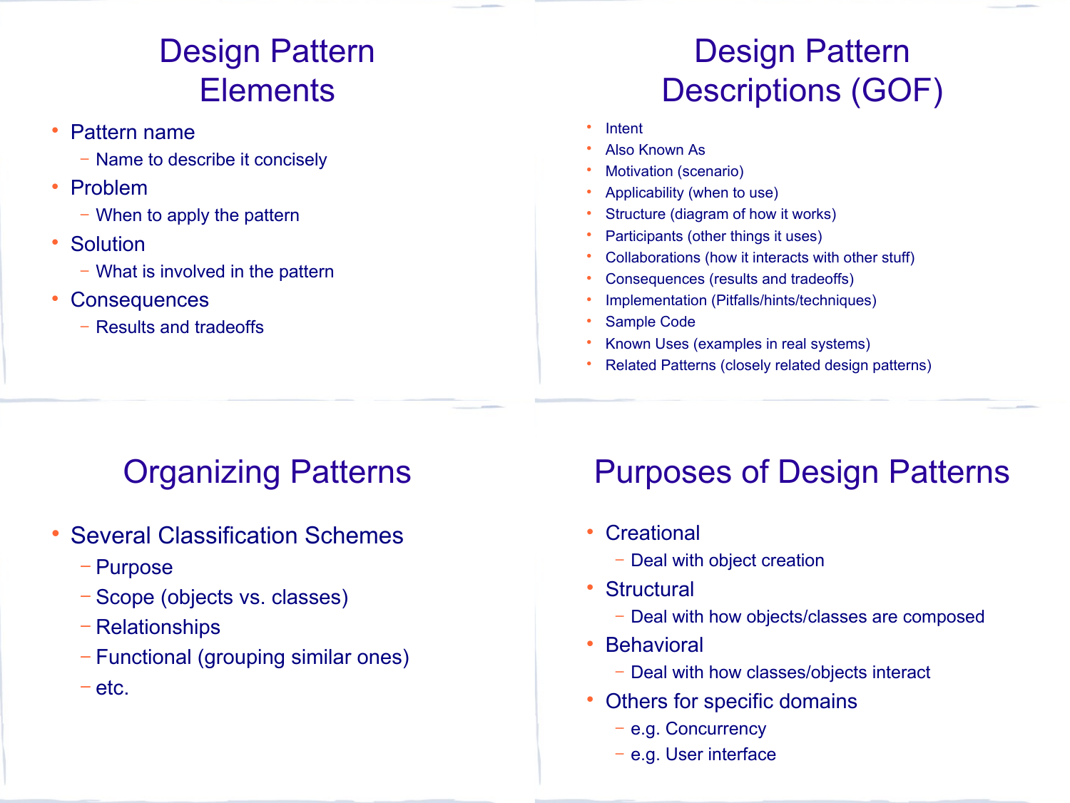## Design Pattern Elements

- Pattern name
  - Name to describe it concisely
- Problem
  - When to apply the pattern
- Solution
  - What is involved in the pattern
- Consequences
  - Results and tradeoffs

## Design Pattern Descriptions (GOF)

- Intent
- Also Known As
- Motivation (scenario)
- Applicability (when to use)
- Structure (diagram of how it works)
- Participants (other things it uses)
- Collaborations (how it interacts with other stuff)
- Consequences (results and tradeoffs)
- Implementation (Pitfalls/hints/techniques)
- Sample Code
- Known Uses (examples in real systems)
- Related Patterns (closely related design patterns)

## Organizing Patterns

- Several Classification Schemes
  - Purpose
  - Scope (objects vs. classes)
  - Relationships
  - Functional (grouping similar ones)
  - etc.

## Purposes of Design Patterns

- Creational
  - Deal with object creation
- Structural
  - Deal with how objects/classes are composed
- Behavioral
  - Deal with how classes/objects interact
- Others for specific domains
  - e.g. Concurrency
  - e.g. User interface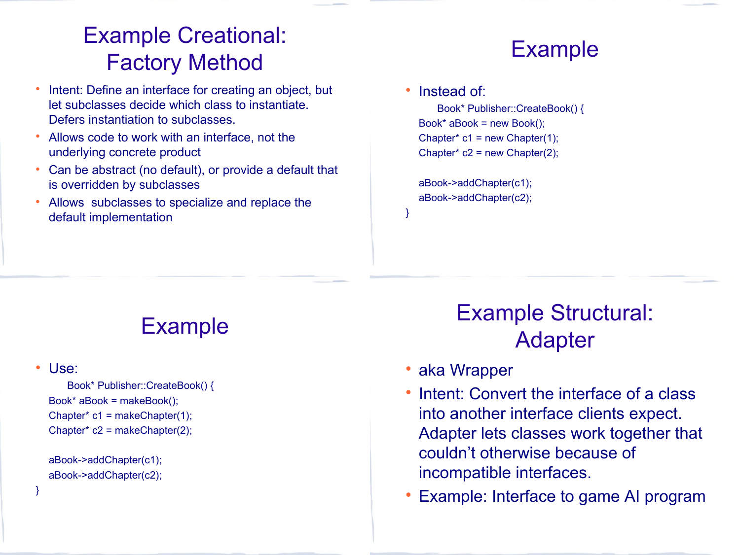# Example Creational: Factory Method

- Intent: Define an interface for creating an object, but let subclasses decide which class to instantiate. Defers instantiation to subclasses.
- Allows code to work with an interface, not the underlying concrete product
- Can be abstract (no default), or provide a default that is overridden by subclasses
- Allows subclasses to specialize and replace the default implementation

# Example

- Instead of:

```
Book* Publisher::CreateBook() {
Book* aBook = new Book();
Chapter* c1 = new Chapter(1);
Chapter* c2 = new Chapter(2);

aBook->addChapter(c1);
aBook->addChapter(c2);
}
```

# Example

- Use:

```
Book* Publisher::CreateBook() {
Book* aBook = makeBook();
Chapter* c1 = makeChapter(1);
Chapter* c2 = makeChapter(2);

aBook->addChapter(c1);
aBook->addChapter(c2);
}
```

# Example Structural: Adapter

- aka Wrapper
- Intent: Convert the interface of a class into another interface clients expect. Adapter lets classes work together that couldn't otherwise because of incompatible interfaces.
- Example: Interface to game AI program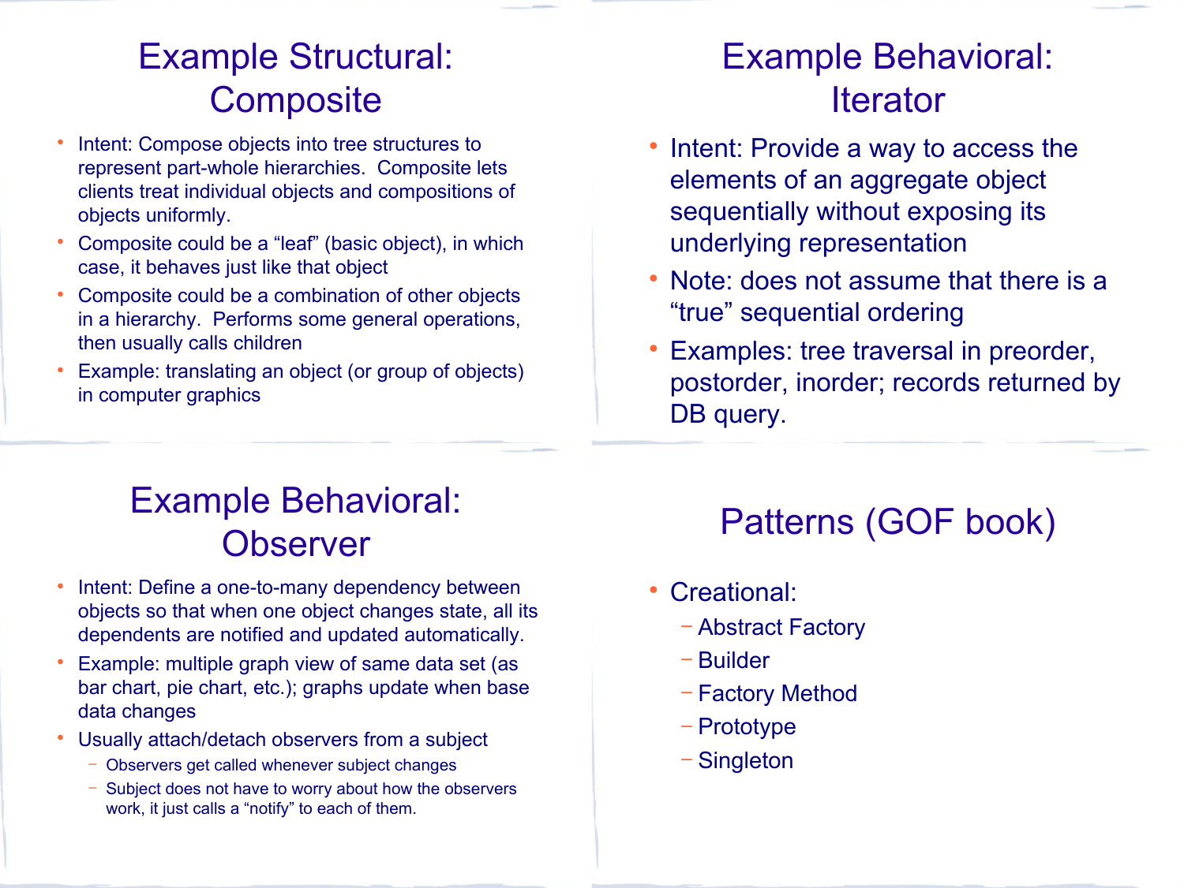## Example Structural: Composite

- Intent: Compose objects into tree structures to represent part-whole hierarchies. Composite lets clients treat individual objects and compositions of objects uniformly.
- Composite could be a "leaf" (basic object), in which case, it behaves just like that object
- Composite could be a combination of other objects in a hierarchy. Performs some general operations, then usually calls children
- Example: translating an object (or group of objects) in computer graphics

## Example Behavioral: Iterator

- Intent: Provide a way to access the elements of an aggregate object sequentially without exposing its underlying representation
- Note: does not assume that there is a "true" sequential ordering
- Examples: tree traversal in preorder, postorder, inorder; records returned by DB query.

## Example Behavioral: Observer

- Intent: Define a one-to-many dependency between objects so that when one object changes state, all its dependents are notified and updated automatically.
- Example: multiple graph view of same data set (as bar chart, pie chart, etc.); graphs update when base data changes
- Usually attach/detach observers from a subject
  - Observers get called whenever subject changes
  - Subject does not have to worry about how the observers work, it just calls a "notify" to each of them.

## Patterns (GOF book)

- Creational:
  - Abstract Factory
  - Builder
  - Factory Method
  - Prototype
  - Singleton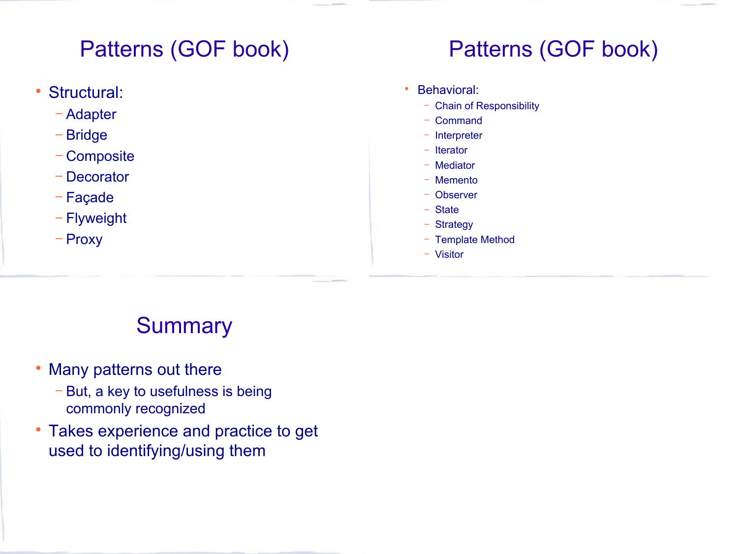# Patterns (GOF book)

- Structural:
  - Adapter
  - Bridge
  - Composite
  - Decorator
  - Façade
  - Flyweight
  - Proxy

# Patterns (GOF book)

- Behavioral:
  - Chain of Responsibility
  - Command
  - Interpreter
  - Iterator
  - Mediator
  - Memento
  - Observer
  - State
  - Strategy
  - Template Method
  - Visitor

# Summary

- Many patterns out there
  - But, a key to usefulness is being commonly recognized
- Takes experience and practice to get used to identifying/using them